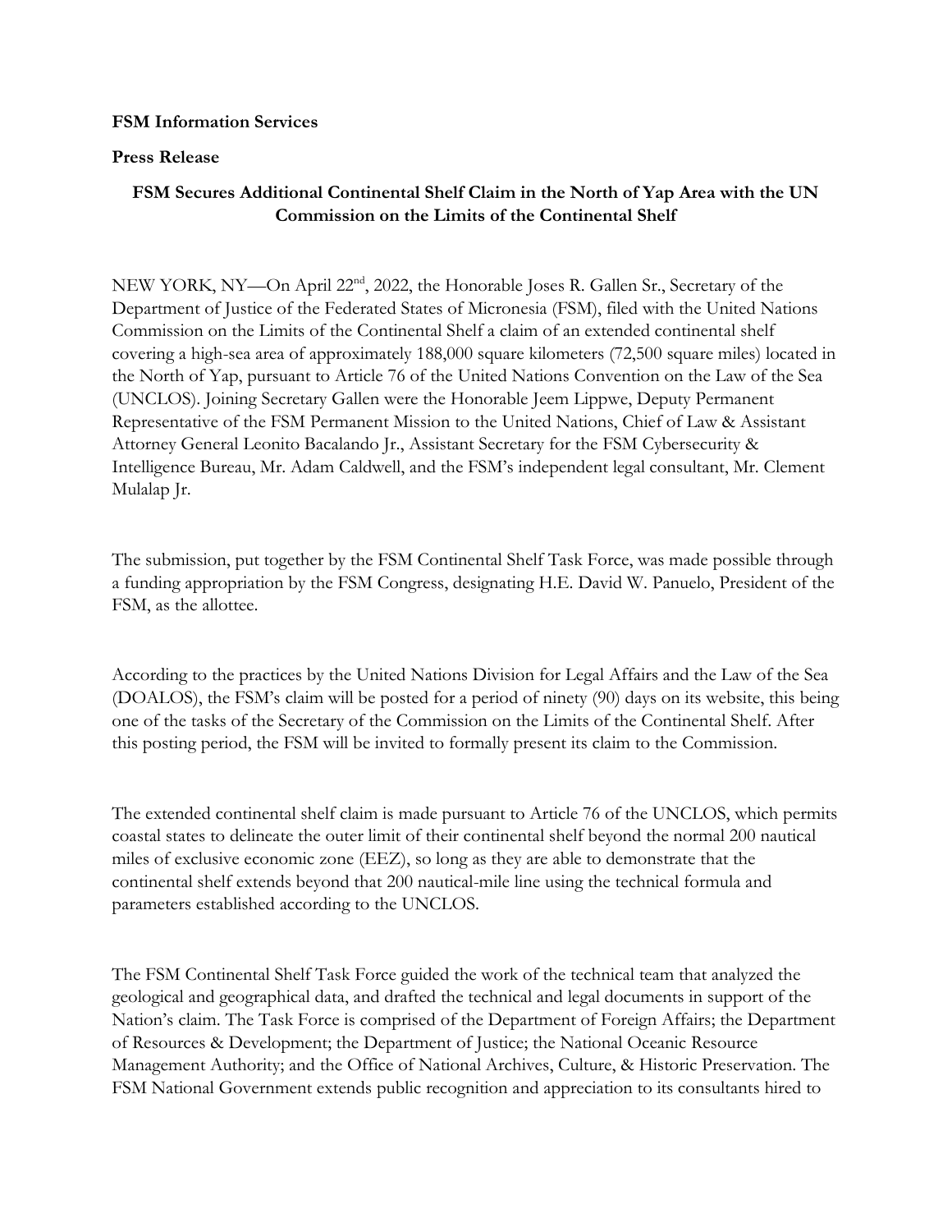**FSM Information Services**

**Press Release**

## FSM Secures Additional Continental Shelf Claim in the North of Yap Area with the UN Commission on the Limits of the Continental Shelf

NEW YORK, NY—On April 22nd, 2022, the Honorable Joses R. Gallen Sr., Secretary of the Department of Justice of the Federated States of Micronesia (FSM), filed with the United Nations Commission on the Limits of the Continental Shelf a claim of an extended continental shelf covering a high-sea area of approximately 188,000 square kilometers (72,500 square miles) located in the North of Yap, pursuant to Article 76 of the United Nations Convention on the Law of the Sea (UNCLOS). Joining Secretary Gallen were the Honorable Jeem Lippwe, Deputy Permanent Representative of the FSM Permanent Mission to the United Nations, Chief of Law & Assistant Attorney General Leonito Bacalando Jr., Assistant Secretary for the FSM Cybersecurity & Intelligence Bureau, Mr. Adam Caldwell, and the FSM's independent legal consultant, Mr. Clement Mulalap Jr.

The submission, put together by the FSM Continental Shelf Task Force, was made possible through a funding appropriation by the FSM Congress, designating H.E. David W. Panuelo, President of the FSM, as the allottee.

According to the practices by the United Nations Division for Legal Affairs and the Law of the Sea (DOALOS), the FSM's claim will be posted for a period of ninety (90) days on its website, this being one of the tasks of the Secretary of the Commission on the Limits of the Continental Shelf. After this posting period, the FSM will be invited to formally present its claim to the Commission.

The extended continental shelf claim is made pursuant to Article 76 of the UNCLOS, which permits coastal states to delineate the outer limit of their continental shelf beyond the normal 200 nautical miles of exclusive economic zone (EEZ), so long as they are able to demonstrate that the continental shelf extends beyond that 200 nautical-mile line using the technical formula and parameters established according to the UNCLOS.

The FSM Continental Shelf Task Force guided the work of the technical team that analyzed the geological and geographical data, and drafted the technical and legal documents in support of the Nation's claim. The Task Force is comprised of the Department of Foreign Affairs; the Department of Resources & Development; the Department of Justice; the National Oceanic Resource Management Authority; and the Office of National Archives, Culture, & Historic Preservation. The FSM National Government extends public recognition and appreciation to its consultants hired to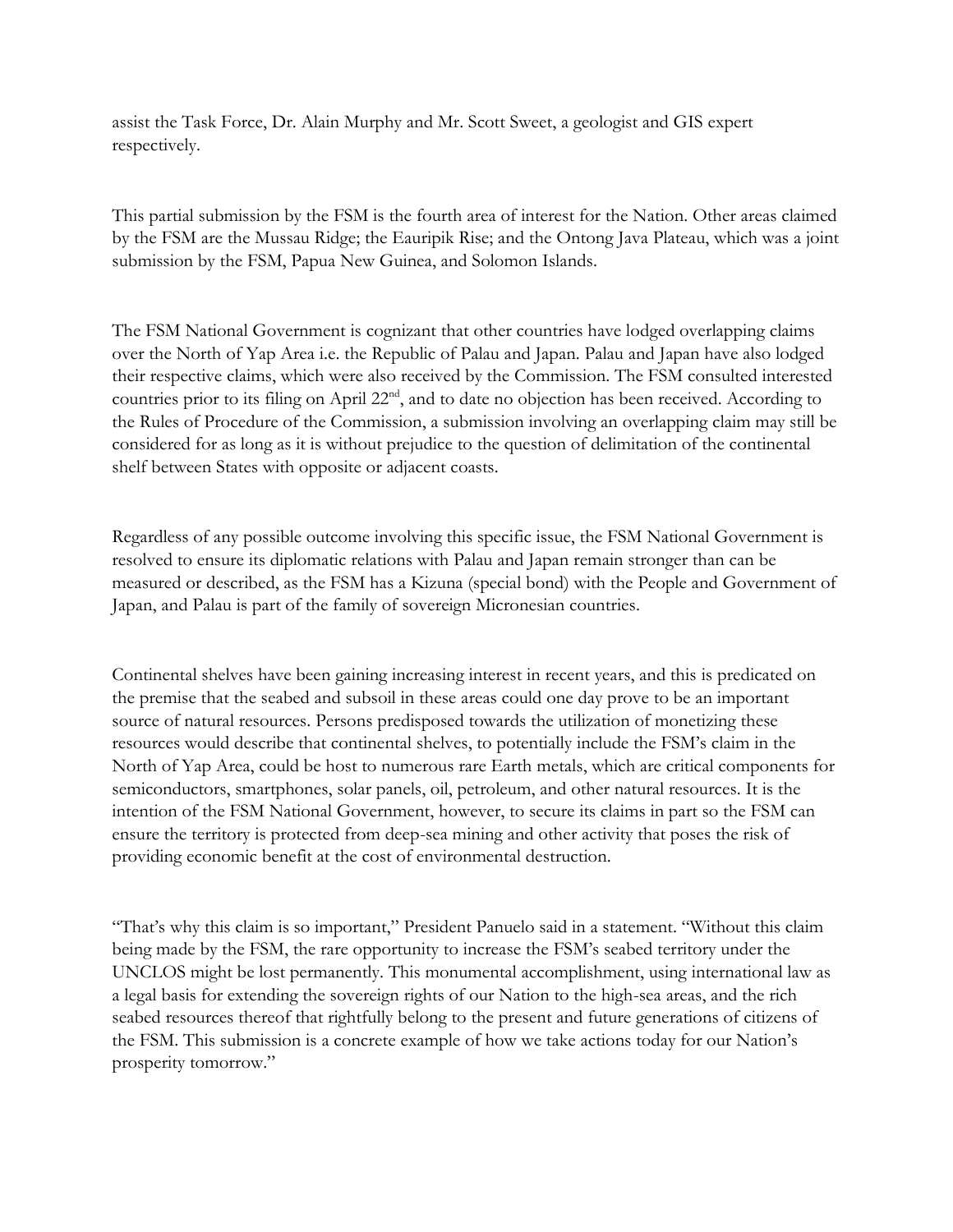assist the Task Force, Dr. Alain Murphy and Mr. Scott Sweet, a geologist and GIS expert respectively.

This partial submission by the FSM is the fourth area of interest for the Nation. Other areas claimed by the FSM are the Mussau Ridge; the Eauripik Rise; and the Ontong Java Plateau, which was a joint submission by the FSM, Papua New Guinea, and Solomon Islands.

The FSM National Government is cognizant that other countries have lodged overlapping claims over the North of Yap Area i.e. the Republic of Palau and Japan. Palau and Japan have also lodged their respective claims, which were also received by the Commission. The FSM consulted interested countries prior to its filing on April 22nd, and to date no objection has been received. According to the Rules of Procedure of the Commission, a submission involving an overlapping claim may still be considered for as long as it is without prejudice to the question of delimitation of the continental shelf between States with opposite or adjacent coasts.

Regardless of any possible outcome involving this specific issue, the FSM National Government is resolved to ensure its diplomatic relations with Palau and Japan remain stronger than can be measured or described, as the FSM has a Kizuna (special bond) with the People and Government of Japan, and Palau is part of the family of sovereign Micronesian countries.

Continental shelves have been gaining increasing interest in recent years, and this is predicated on the premise that the seabed and subsoil in these areas could one day prove to be an important source of natural resources. Persons predisposed towards the utilization of monetizing these resources would describe that continental shelves, to potentially include the FSM's claim in the North of Yap Area, could be host to numerous rare Earth metals, which are critical components for semiconductors, smartphones, solar panels, oil, petroleum, and other natural resources. It is the intention of the FSM National Government, however, to secure its claims in part so the FSM can ensure the territory is protected from deep-sea mining and other activity that poses the risk of providing economic benefit at the cost of environmental destruction.

"That's why this claim is so important," President Panuelo said in a statement. "Without this claim being made by the FSM, the rare opportunity to increase the FSM's seabed territory under the UNCLOS might be lost permanently. This monumental accomplishment, using international law as a legal basis for extending the sovereign rights of our Nation to the high-sea areas, and the rich seabed resources thereof that rightfully belong to the present and future generations of citizens of the FSM. This submission is a concrete example of how we take actions today for our Nation's prosperity tomorrow."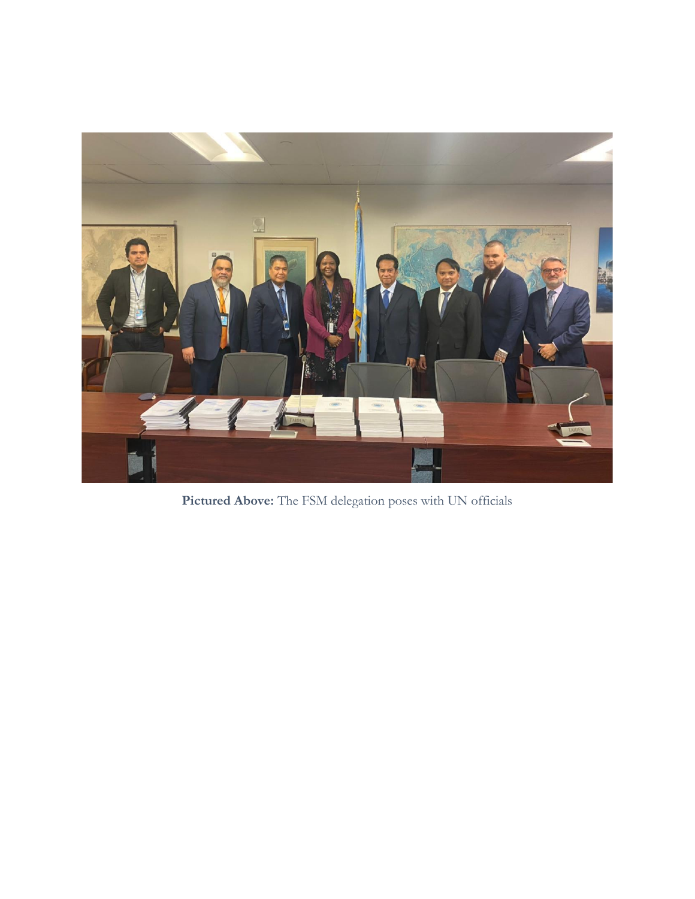**Pictured Above:** The FSM delegation poses with UN officials